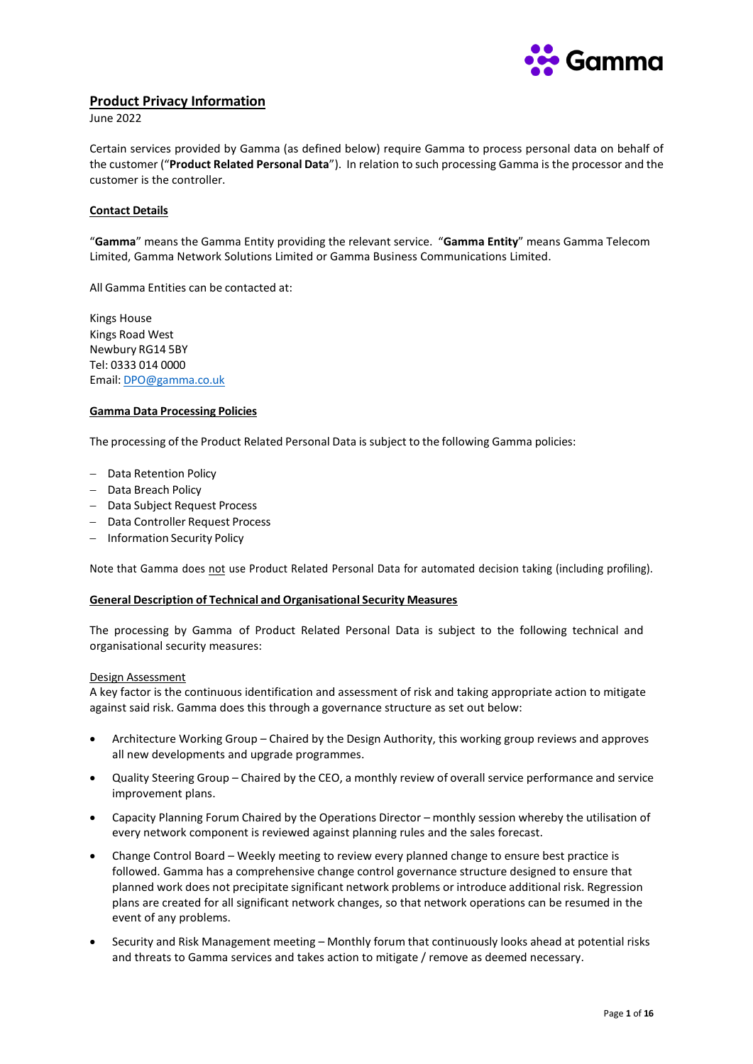# Product Privacy Information

June 2022

Certain services provided by Gamma (as defined below) require Gamma to process personal data on behalf of the customer ("**Product Related Personal Data**"). In relation to such processing Gamma is the processor and the customer is the controller.

## Contact Details

"**Gamma**" means the Gamma Entity providing the relevant service. "**Gamma Entity**" means Gamma Telecom Limited, Gamma Network Solutions Limited or Gamma Business Communications Limited.

All Gamma Entities can be contacted at:

Kings House
Kings Road West
Newbury RG14 5BY
Tel: 0333 014 0000
Email: DPO@gamma.co.uk

## Gamma Data Processing Policies

The processing of the Product Related Personal Data is subject to the following Gamma policies:

- Data Retention Policy
- Data Breach Policy
- Data Subject Request Process
- Data Controller Request Process
- Information Security Policy

Note that Gamma does not use Product Related Personal Data for automated decision taking (including profiling).

## General Description of Technical and Organisational Security Measures

The processing by Gamma of Product Related Personal Data is subject to the following technical and organisational security measures:

### Design Assessment

A key factor is the continuous identification and assessment of risk and taking appropriate action to mitigate against said risk. Gamma does this through a governance structure as set out below:

- Architecture Working Group – Chaired by the Design Authority, this working group reviews and approves all new developments and upgrade programmes.
- Quality Steering Group – Chaired by the CEO, a monthly review of overall service performance and service improvement plans.
- Capacity Planning Forum Chaired by the Operations Director – monthly session whereby the utilisation of every network component is reviewed against planning rules and the sales forecast.
- Change Control Board – Weekly meeting to review every planned change to ensure best practice is followed. Gamma has a comprehensive change control governance structure designed to ensure that planned work does not precipitate significant network problems or introduce additional risk. Regression plans are created for all significant network changes, so that network operations can be resumed in the event of any problems.
- Security and Risk Management meeting – Monthly forum that continuously looks ahead at potential risks and threats to Gamma services and takes action to mitigate / remove as deemed necessary.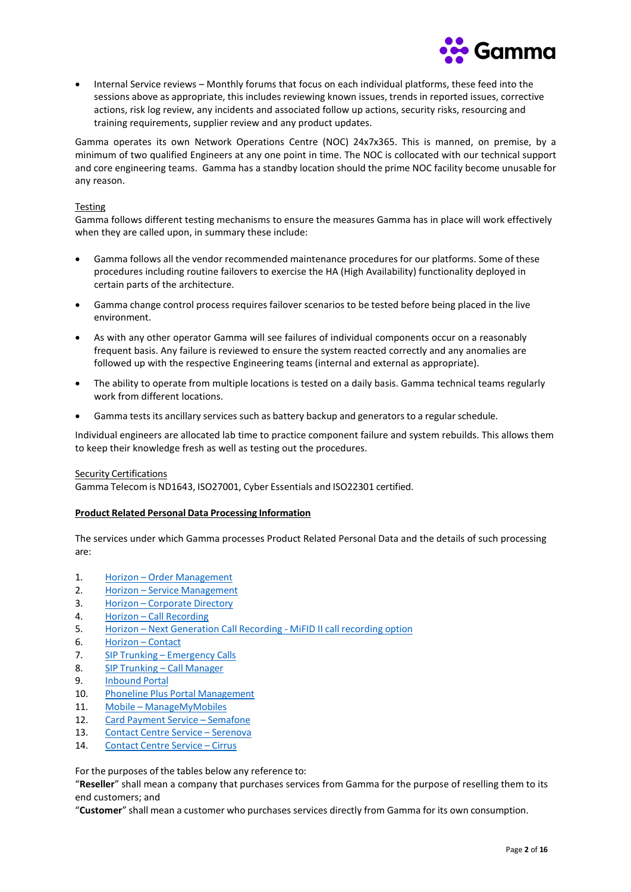- Internal Service reviews – Monthly forums that focus on each individual platforms, these feed into the sessions above as appropriate, this includes reviewing known issues, trends in reported issues, corrective actions, risk log review, any incidents and associated follow up actions, security risks, resourcing and training requirements, supplier review and any product updates.

Gamma operates its own Network Operations Centre (NOC) 24x7x365. This is manned, on premise, by a minimum of two qualified Engineers at any one point in time. The NOC is collocated with our technical support and core engineering teams. Gamma has a standby location should the prime NOC facility become unusable for any reason.

Testing

Gamma follows different testing mechanisms to ensure the measures Gamma has in place will work effectively when they are called upon, in summary these include:

- Gamma follows all the vendor recommended maintenance procedures for our platforms. Some of these procedures including routine failovers to exercise the HA (High Availability) functionality deployed in certain parts of the architecture.
- Gamma change control process requires failover scenarios to be tested before being placed in the live environment.
- As with any other operator Gamma will see failures of individual components occur on a reasonably frequent basis. Any failure is reviewed to ensure the system reacted correctly and any anomalies are followed up with the respective Engineering teams (internal and external as appropriate).
- The ability to operate from multiple locations is tested on a daily basis. Gamma technical teams regularly work from different locations.
- Gamma tests its ancillary services such as battery backup and generators to a regular schedule.

Individual engineers are allocated lab time to practice component failure and system rebuilds. This allows them to keep their knowledge fresh as well as testing out the procedures.

Security Certifications

Gamma Telecom is ND1643, ISO27001, Cyber Essentials and ISO22301 certified.

**Product Related Personal Data Processing Information**

The services under which Gamma processes Product Related Personal Data and the details of such processing are:

1. Horizon – Order Management
2. Horizon – Service Management
3. Horizon – Corporate Directory
4. Horizon – Call Recording
5. Horizon – Next Generation Call Recording - MiFID II call recording option
6. Horizon – Contact
7. SIP Trunking – Emergency Calls
8. SIP Trunking – Call Manager
9. Inbound Portal
10. Phoneline Plus Portal Management
11. Mobile – ManageMyMobiles
12. Card Payment Service – Semafone
13. Contact Centre Service – Serenova
14. Contact Centre Service – Cirrus

For the purposes of the tables below any reference to:
"**Reseller**" shall mean a company that purchases services from Gamma for the purpose of reselling them to its end customers; and
"**Customer**" shall mean a customer who purchases services directly from Gamma for its own consumption.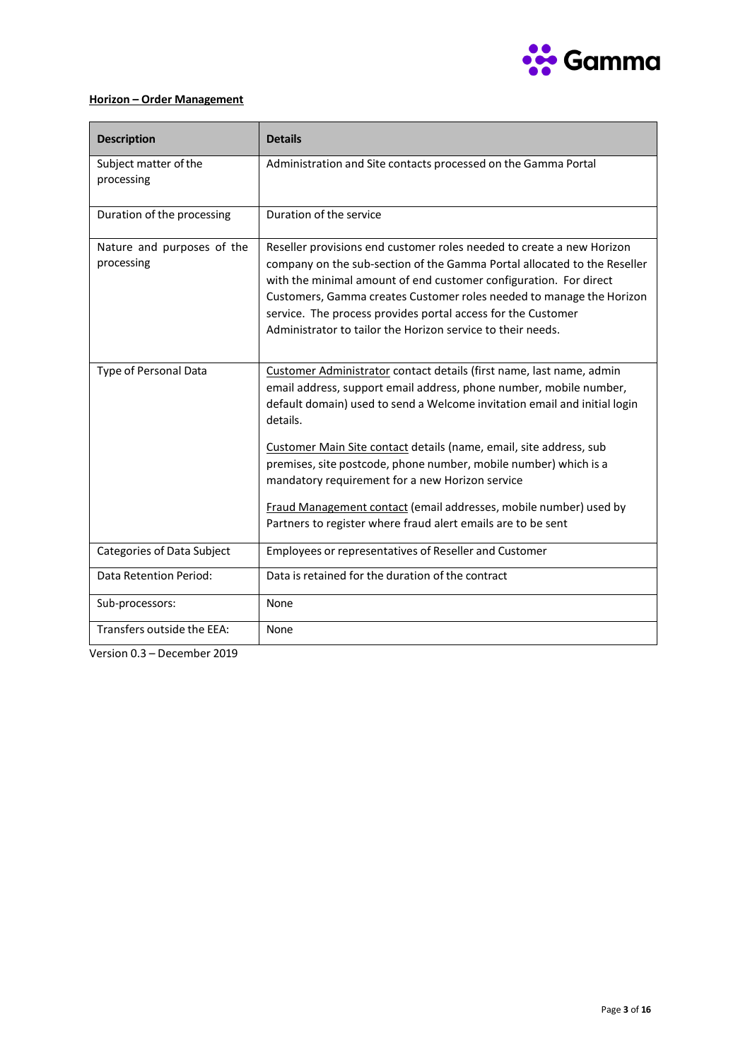**<u>Horizon – Order Management</u>**

| Description | Details |
|---|---|
| Subject matter of the processing | Administration and Site contacts processed on the Gamma Portal |
| Duration of the processing | Duration of the service |
| Nature and purposes of the processing | Reseller provisions end customer roles needed to create a new Horizon company on the sub-section of the Gamma Portal allocated to the Reseller with the minimal amount of end customer configuration. For direct Customers, Gamma creates Customer roles needed to manage the Horizon service. The process provides portal access for the Customer Administrator to tailor the Horizon service to their needs. |
| Type of Personal Data | <u>Customer Administrator</u> contact details (first name, last name, admin email address, support email address, phone number, mobile number, default domain) used to send a Welcome invitation email and initial login details.<br><br><u>Customer Main Site contact</u> details (name, email, site address, sub premises, site postcode, phone number, mobile number) which is a mandatory requirement for a new Horizon service<br><br><u>Fraud Management contact</u> (email addresses, mobile number) used by Partners to register where fraud alert emails are to be sent |
| Categories of Data Subject | Employees or representatives of Reseller and Customer |
| Data Retention Period: | Data is retained for the duration of the contract |
| Sub-processors: | None |
| Transfers outside the EEA: | None |

Version 0.3 – December 2019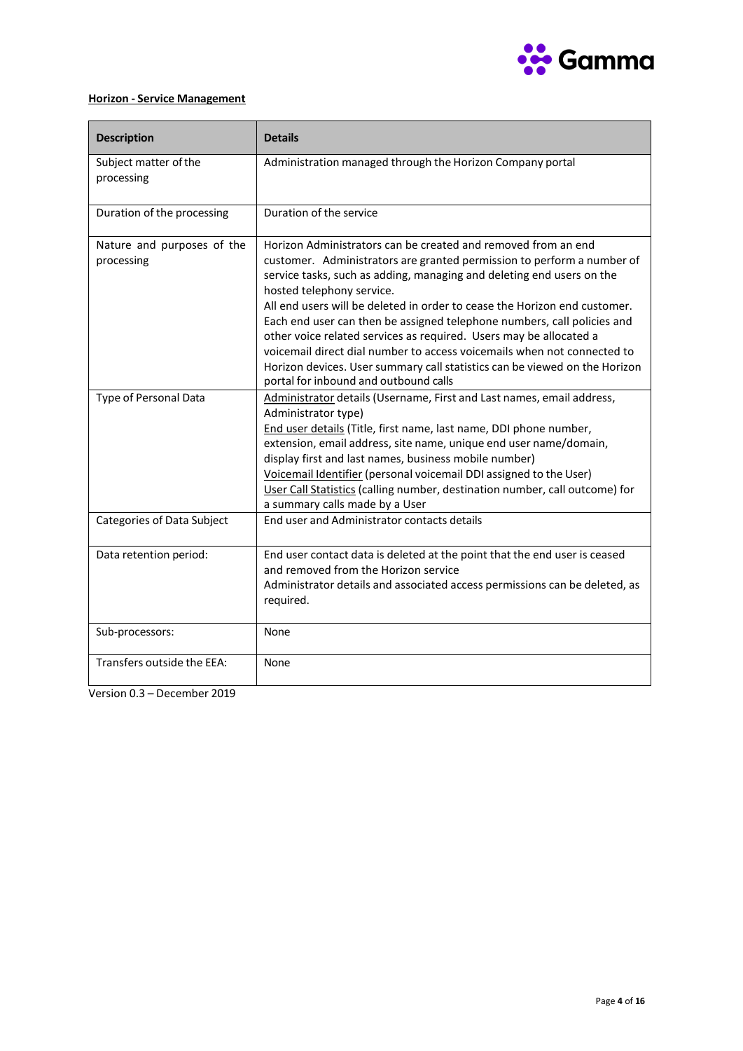**Horizon - Service Management**

| Description | Details |
|---|---|
| Subject matter of the processing | Administration managed through the Horizon Company portal |
| Duration of the processing | Duration of the service |
| Nature and purposes of the processing | Horizon Administrators can be created and removed from an end customer. Administrators are granted permission to perform a number of service tasks, such as adding, managing and deleting end users on the hosted telephony service.<br>All end users will be deleted in order to cease the Horizon end customer. Each end user can then be assigned telephone numbers, call policies and other voice related services as required. Users may be allocated a voicemail direct dial number to access voicemails when not connected to Horizon devices. User summary call statistics can be viewed on the Horizon portal for inbound and outbound calls |
| Type of Personal Data | Administrator details (Username, First and Last names, email address, Administrator type)<br>End user details (Title, first name, last name, DDI phone number, extension, email address, site name, unique end user name/domain, display first and last names, business mobile number)<br>Voicemail Identifier (personal voicemail DDI assigned to the User)<br>User Call Statistics (calling number, destination number, call outcome) for a summary calls made by a User |
| Categories of Data Subject | End user and Administrator contacts details |
| Data retention period: | End user contact data is deleted at the point that the end user is ceased and removed from the Horizon service<br>Administrator details and associated access permissions can be deleted, as required. |
| Sub-processors: | None |
| Transfers outside the EEA: | None |

Version 0.3 – December 2019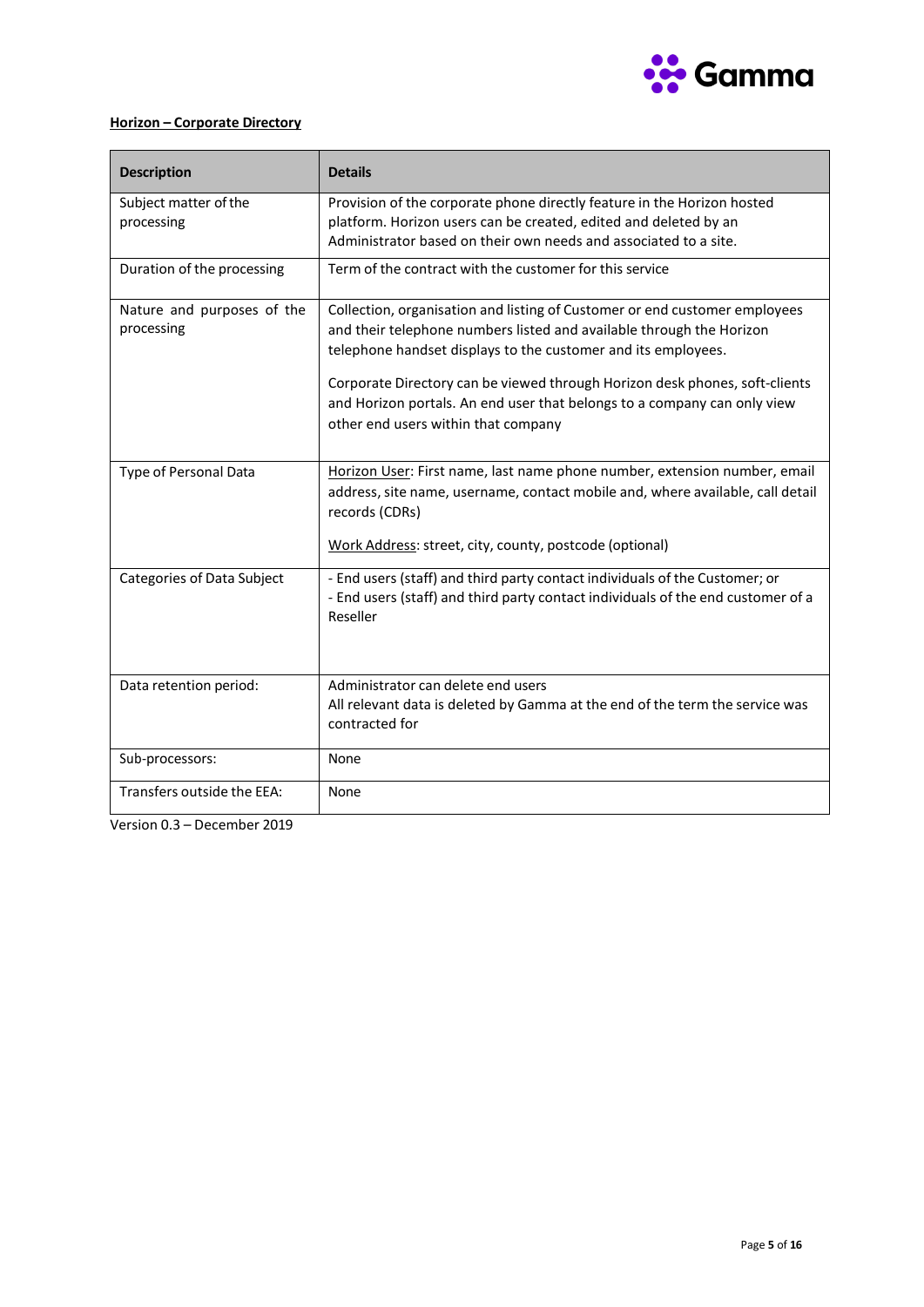**<u>Horizon – Corporate Directory</u>**

| Description | Details |
|---|---|
| Subject matter of the processing | Provision of the corporate phone directly feature in the Horizon hosted platform. Horizon users can be created, edited and deleted by an Administrator based on their own needs and associated to a site. |
| Duration of the processing | Term of the contract with the customer for this service |
| Nature and purposes of the processing | Collection, organisation and listing of Customer or end customer employees and their telephone numbers listed and available through the Horizon telephone handset displays to the customer and its employees.<br><br>Corporate Directory can be viewed through Horizon desk phones, soft-clients and Horizon portals. An end user that belongs to a company can only view other end users within that company |
| Type of Personal Data | <u>Horizon User</u>: First name, last name phone number, extension number, email address, site name, username, contact mobile and, where available, call detail records (CDRs)<br><br><u>Work Address</u>: street, city, county, postcode (optional) |
| Categories of Data Subject | - End users (staff) and third party contact individuals of the Customer; or<br>- End users (staff) and third party contact individuals of the end customer of a Reseller |
| Data retention period: | Administrator can delete end users<br>All relevant data is deleted by Gamma at the end of the term the service was contracted for |
| Sub-processors: | None |
| Transfers outside the EEA: | None |

Version 0.3 – December 2019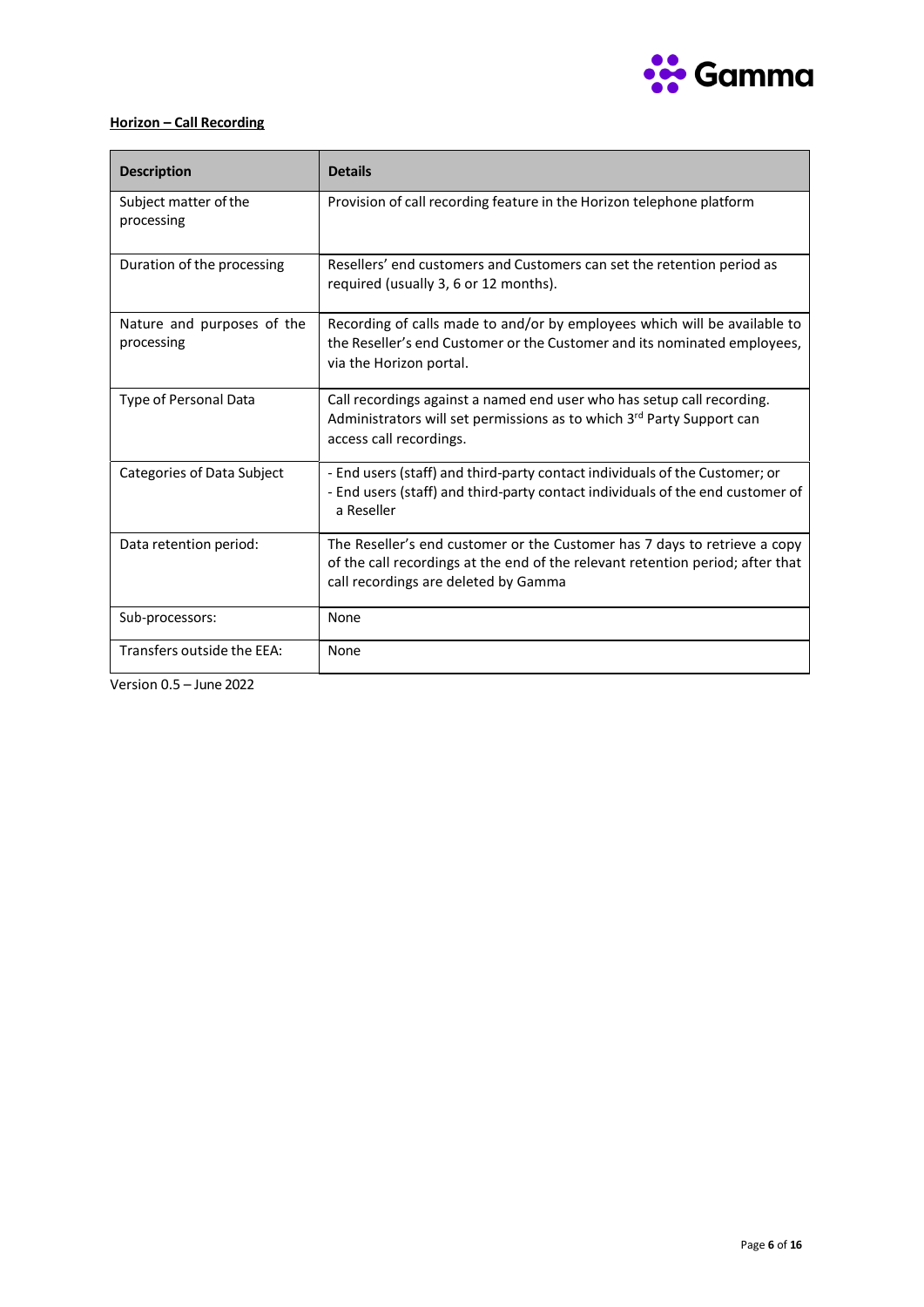**Horizon – Call Recording**

| Description | Details |
| --- | --- |
| Subject matter of the processing | Provision of call recording feature in the Horizon telephone platform |
| Duration of the processing | Resellers' end customers and Customers can set the retention period as required (usually 3, 6 or 12 months). |
| Nature and purposes of the processing | Recording of calls made to and/or by employees which will be available to the Reseller's end Customer or the Customer and its nominated employees, via the Horizon portal. |
| Type of Personal Data | Call recordings against a named end user who has setup call recording. Administrators will set permissions as to which 3rd Party Support can access call recordings. |
| Categories of Data Subject | - End users (staff) and third-party contact individuals of the Customer; or<br>- End users (staff) and third-party contact individuals of the end customer of a Reseller |
| Data retention period: | The Reseller's end customer or the Customer has 7 days to retrieve a copy of the call recordings at the end of the relevant retention period; after that call recordings are deleted by Gamma |
| Sub-processors: | None |
| Transfers outside the EEA: | None |

Version 0.5 – June 2022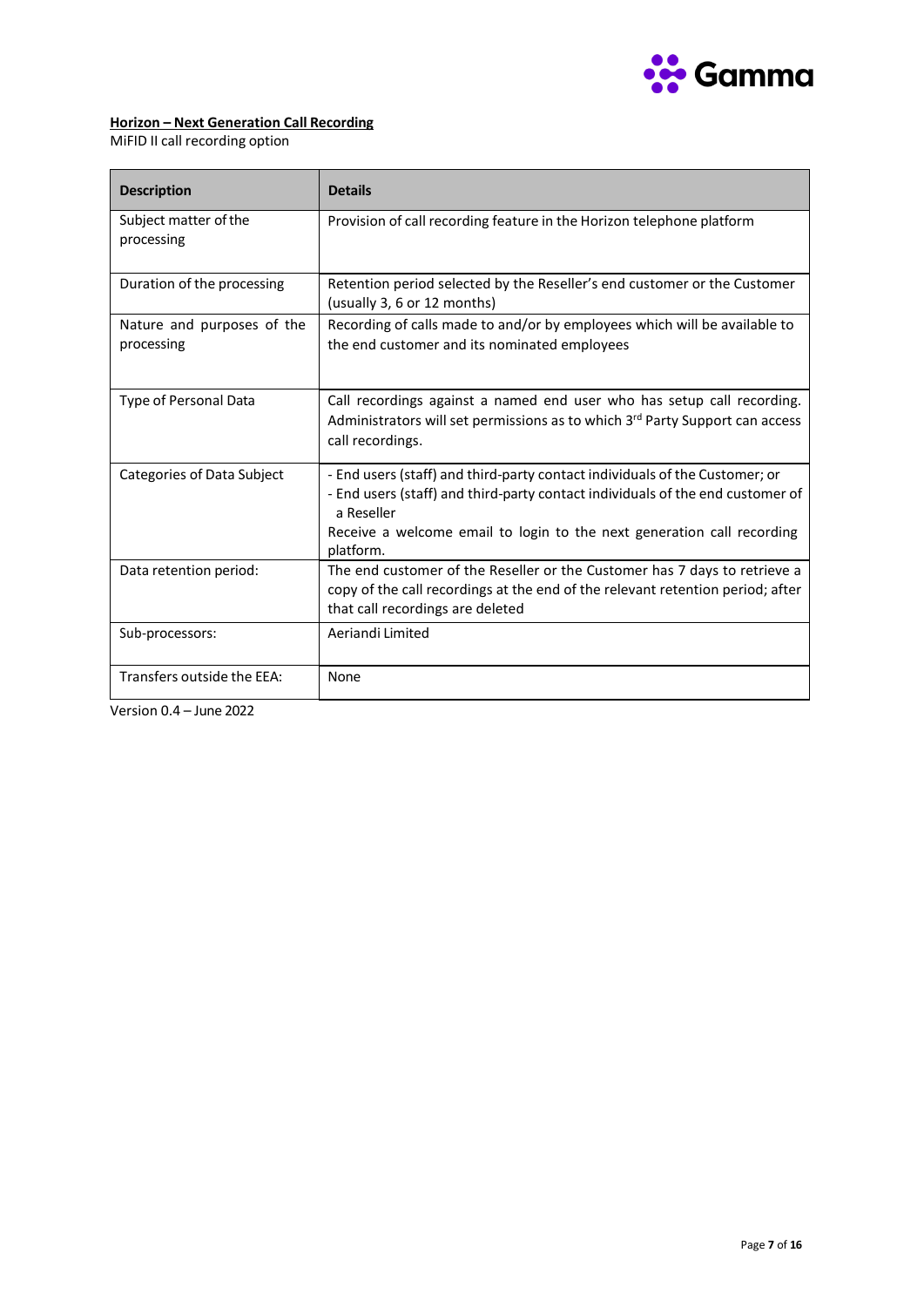**Horizon – Next Generation Call Recording**

MiFID II call recording option

| Description | Details |
| --- | --- |
| Subject matter of the processing | Provision of call recording feature in the Horizon telephone platform |
| Duration of the processing | Retention period selected by the Reseller's end customer or the Customer (usually 3, 6 or 12 months) |
| Nature and purposes of the processing | Recording of calls made to and/or by employees which will be available to the end customer and its nominated employees |
| Type of Personal Data | Call recordings against a named end user who has setup call recording. Administrators will set permissions as to which 3rd Party Support can access call recordings. |
| Categories of Data Subject | - End users (staff) and third-party contact individuals of the Customer; or<br>- End users (staff) and third-party contact individuals of the end customer of a Reseller<br>Receive a welcome email to login to the next generation call recording platform. |
| Data retention period: | The end customer of the Reseller or the Customer has 7 days to retrieve a copy of the call recordings at the end of the relevant retention period; after that call recordings are deleted |
| Sub-processors: | Aeriandi Limited |
| Transfers outside the EEA: | None |

Version 0.4 – June 2022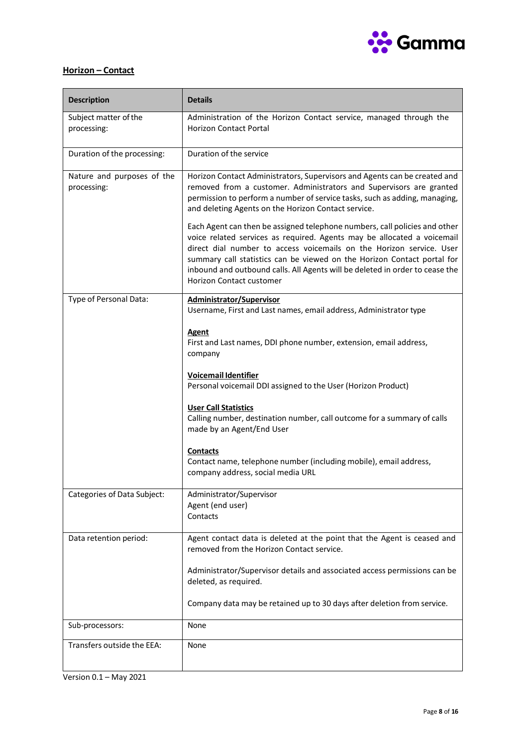**<u>Horizon – Contact</u>**

| Description | Details |
|---|---|
| Subject matter of the processing: | Administration of the Horizon Contact service, managed through the Horizon Contact Portal |
| Duration of the processing: | Duration of the service |
| Nature and purposes of the processing: | Horizon Contact Administrators, Supervisors and Agents can be created and removed from a customer. Administrators and Supervisors are granted permission to perform a number of service tasks, such as adding, managing, and deleting Agents on the Horizon Contact service.<br><br>Each Agent can then be assigned telephone numbers, call policies and other voice related services as required. Agents may be allocated a voicemail direct dial number to access voicemails on the Horizon service. User summary call statistics can be viewed on the Horizon Contact portal for inbound and outbound calls. All Agents will be deleted in order to cease the Horizon Contact customer |
| Type of Personal Data: | **<u>Administrator/Supervisor</u>**<br>Username, First and Last names, email address, Administrator type<br><br>**<u>Agent</u>**<br>First and Last names, DDI phone number, extension, email address, company<br><br>**<u>Voicemail Identifier</u>**<br>Personal voicemail DDI assigned to the User (Horizon Product)<br><br>**<u>User Call Statistics</u>**<br>Calling number, destination number, call outcome for a summary of calls made by an Agent/End User<br><br>**<u>Contacts</u>**<br>Contact name, telephone number (including mobile), email address, company address, social media URL |
| Categories of Data Subject: | Administrator/Supervisor<br>Agent (end user)<br>Contacts |
| Data retention period: | Agent contact data is deleted at the point that the Agent is ceased and removed from the Horizon Contact service.<br><br>Administrator/Supervisor details and associated access permissions can be deleted, as required.<br><br>Company data may be retained up to 30 days after deletion from service. |
| Sub-processors: | None |
| Transfers outside the EEA: | None |

Version 0.1 – May 2021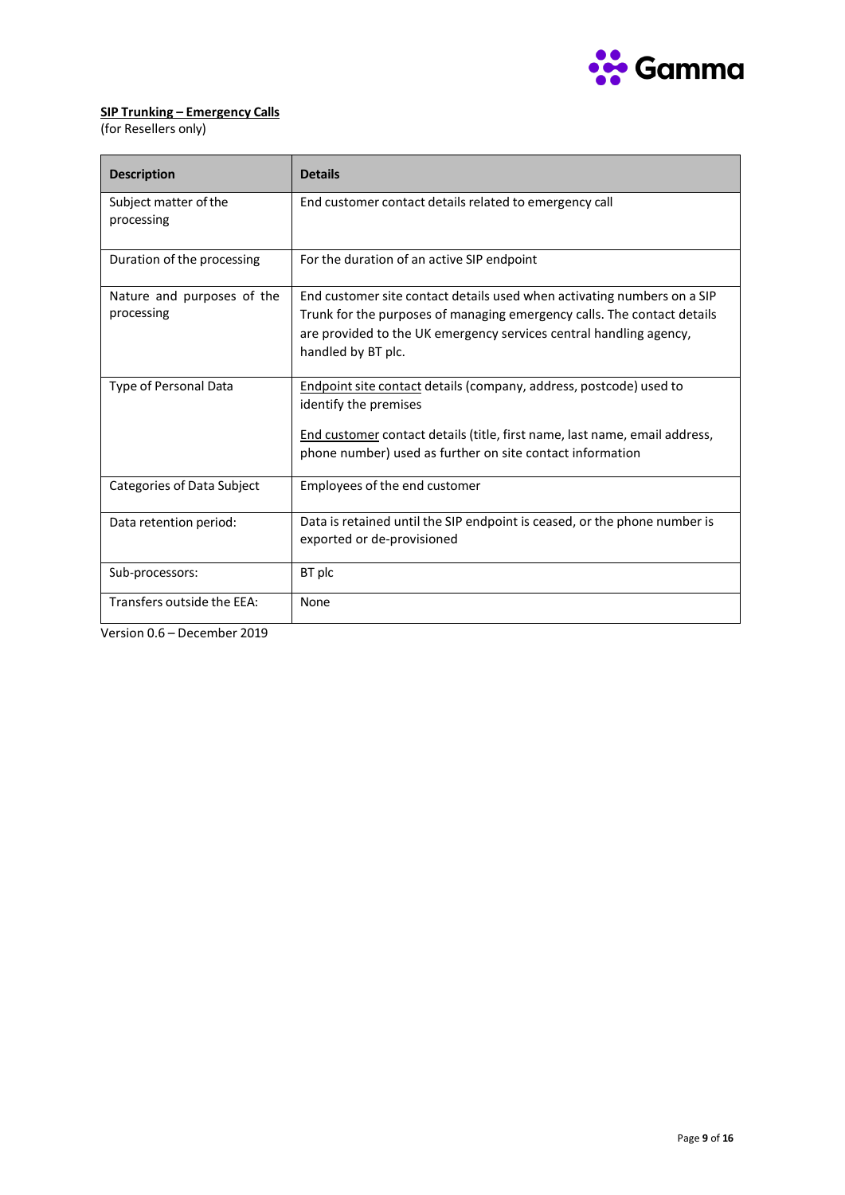**<u>SIP Trunking – Emergency Calls</u>**
(for Resellers only)

| Description | Details |
|---|---|
| Subject matter of the processing | End customer contact details related to emergency call |
| Duration of the processing | For the duration of an active SIP endpoint |
| Nature and purposes of the processing | End customer site contact details used when activating numbers on a SIP Trunk for the purposes of managing emergency calls. The contact details are provided to the UK emergency services central handling agency, handled by BT plc. |
| Type of Personal Data | <u>Endpoint site contact</u> details (company, address, postcode) used to identify the premises<br><br><u>End customer</u> contact details (title, first name, last name, email address, phone number) used as further on site contact information |
| Categories of Data Subject | Employees of the end customer |
| Data retention period: | Data is retained until the SIP endpoint is ceased, or the phone number is exported or de-provisioned |
| Sub-processors: | BT plc |
| Transfers outside the EEA: | None |

Version 0.6 – December 2019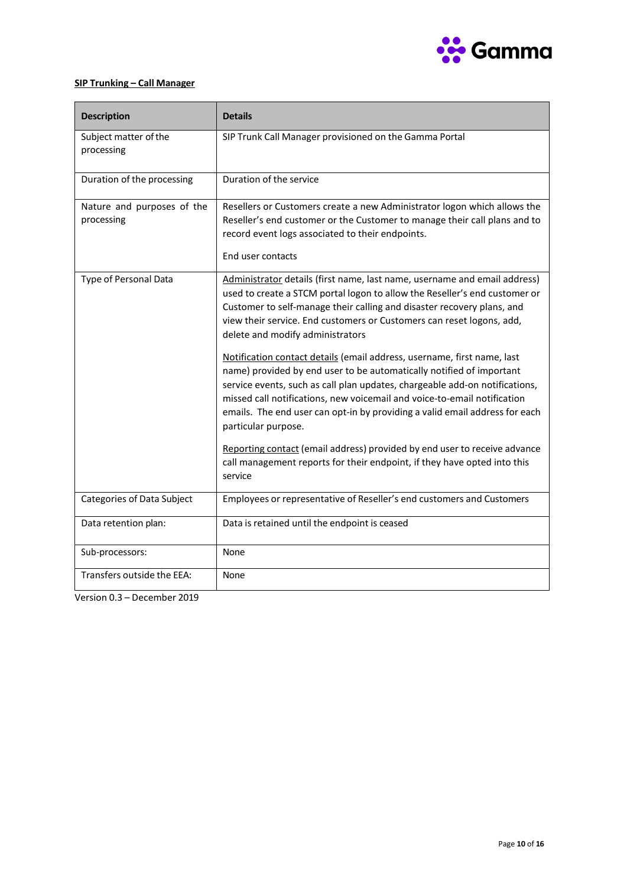**SIP Trunking – Call Manager**

| Description | Details |
|---|---|
| Subject matter of the processing | SIP Trunk Call Manager provisioned on the Gamma Portal |
| Duration of the processing | Duration of the service |
| Nature and purposes of the processing | Resellers or Customers create a new Administrator logon which allows the Reseller's end customer or the Customer to manage their call plans and to record event logs associated to their endpoints.<br><br>End user contacts |
| Type of Personal Data | Administrator details (first name, last name, username and email address) used to create a STCM portal logon to allow the Reseller's end customer or Customer to self-manage their calling and disaster recovery plans, and view their service. End customers or Customers can reset logons, add, delete and modify administrators<br><br>Notification contact details (email address, username, first name, last name) provided by end user to be automatically notified of important service events, such as call plan updates, chargeable add-on notifications, missed call notifications, new voicemail and voice-to-email notification emails. The end user can opt-in by providing a valid email address for each particular purpose.<br><br>Reporting contact (email address) provided by end user to receive advance call management reports for their endpoint, if they have opted into this service |
| Categories of Data Subject | Employees or representative of Reseller's end customers and Customers |
| Data retention plan: | Data is retained until the endpoint is ceased |
| Sub-processors: | None |
| Transfers outside the EEA: | None |

Version 0.3 – December 2019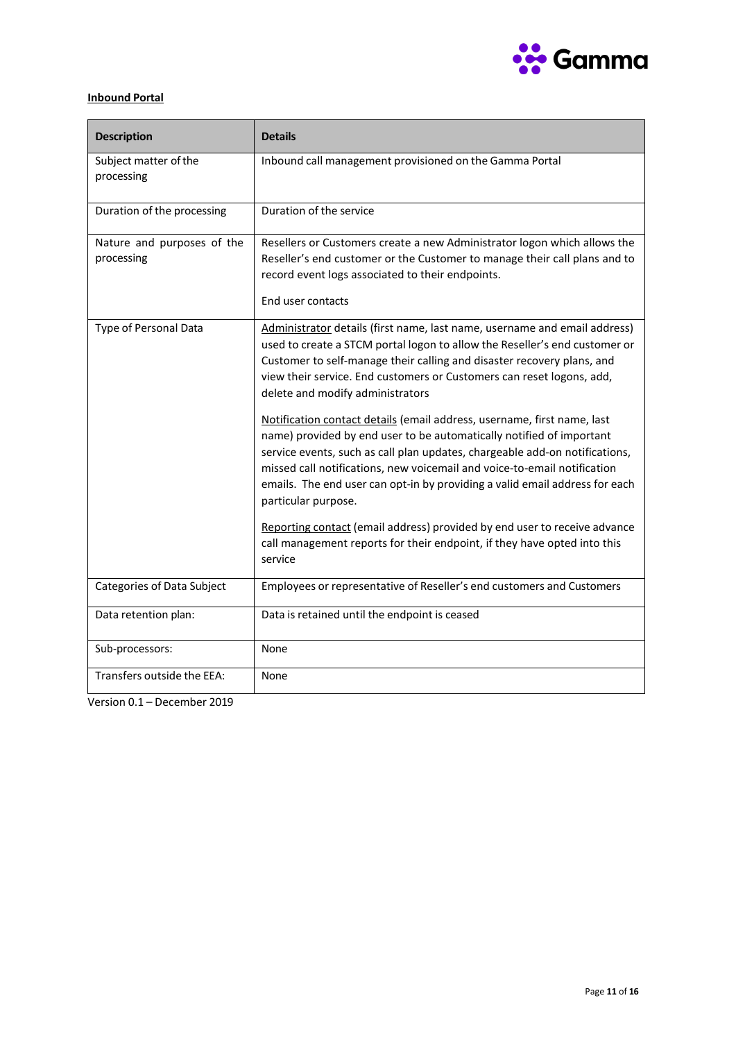**Inbound Portal**

| Description | Details |
|---|---|
| Subject matter of the processing | Inbound call management provisioned on the Gamma Portal |
| Duration of the processing | Duration of the service |
| Nature and purposes of the processing | Resellers or Customers create a new Administrator logon which allows the Reseller's end customer or the Customer to manage their call plans and to record event logs associated to their endpoints.<br><br>End user contacts |
| Type of Personal Data | Administrator details (first name, last name, username and email address) used to create a STCM portal logon to allow the Reseller's end customer or Customer to self-manage their calling and disaster recovery plans, and view their service. End customers or Customers can reset logons, add, delete and modify administrators<br><br>Notification contact details (email address, username, first name, last name) provided by end user to be automatically notified of important service events, such as call plan updates, chargeable add-on notifications, missed call notifications, new voicemail and voice-to-email notification emails. The end user can opt-in by providing a valid email address for each particular purpose.<br><br>Reporting contact (email address) provided by end user to receive advance call management reports for their endpoint, if they have opted into this service |
| Categories of Data Subject | Employees or representative of Reseller's end customers and Customers |
| Data retention plan: | Data is retained until the endpoint is ceased |
| Sub-processors: | None |
| Transfers outside the EEA: | None |

Version 0.1 – December 2019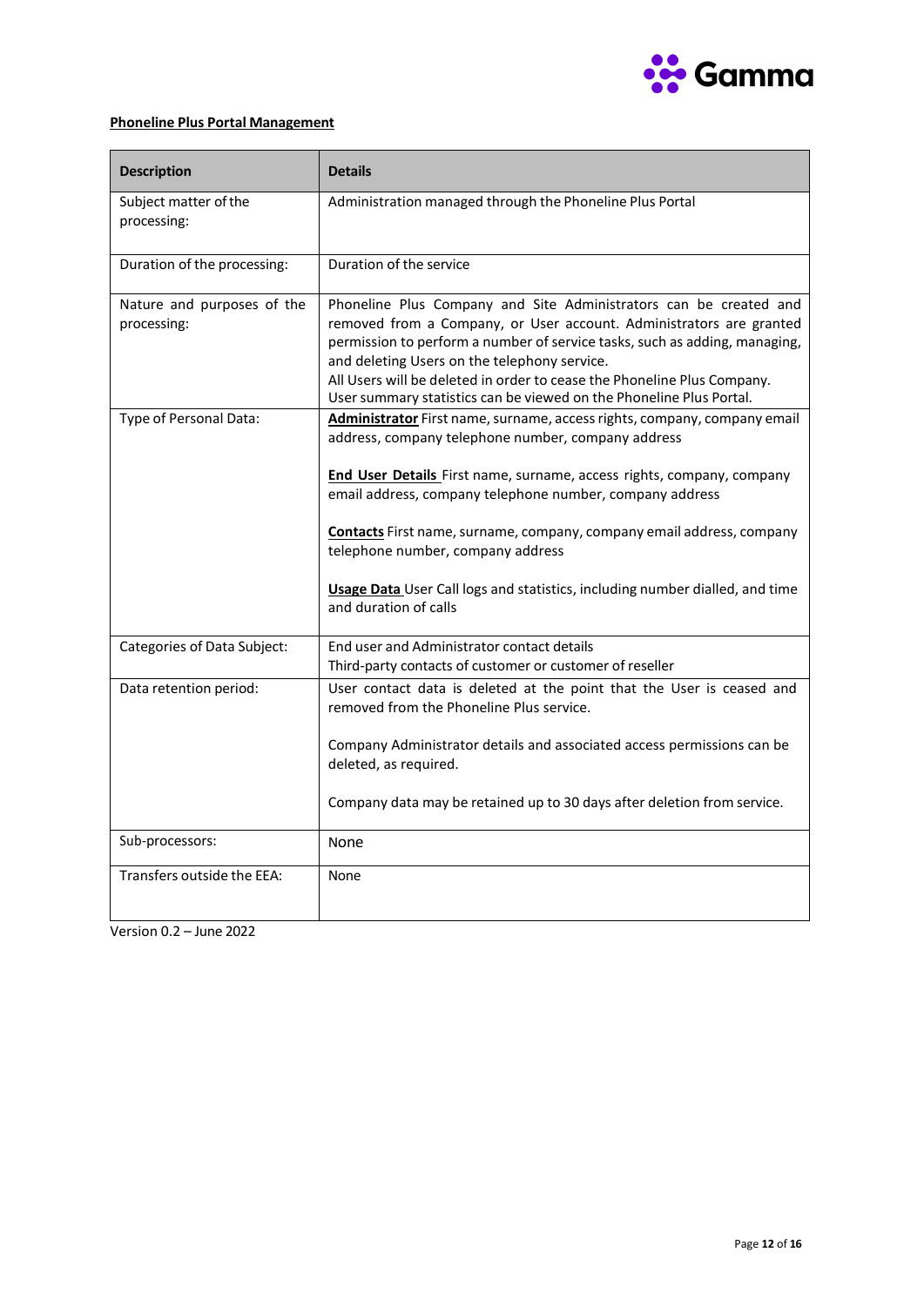**Phoneline Plus Portal Management**

| Description | Details |
|---|---|
| Subject matter of the processing: | Administration managed through the Phoneline Plus Portal |
| Duration of the processing: | Duration of the service |
| Nature and purposes of the processing: | Phoneline Plus Company and Site Administrators can be created and removed from a Company, or User account. Administrators are granted permission to perform a number of service tasks, such as adding, managing, and deleting Users on the telephony service.<br>All Users will be deleted in order to cease the Phoneline Plus Company.<br>User summary statistics can be viewed on the Phoneline Plus Portal. |
| Type of Personal Data: | **Administrator** First name, surname, access rights, company, company email address, company telephone number, company address<br><br>**End User Details** First name, surname, access rights, company, company email address, company telephone number, company address<br><br>**Contacts** First name, surname, company, company email address, company telephone number, company address<br><br>**Usage Data** User Call logs and statistics, including number dialled, and time and duration of calls |
| Categories of Data Subject: | End user and Administrator contact details<br>Third-party contacts of customer or customer of reseller |
| Data retention period: | User contact data is deleted at the point that the User is ceased and removed from the Phoneline Plus service.<br><br>Company Administrator details and associated access permissions can be deleted, as required.<br><br>Company data may be retained up to 30 days after deletion from service. |
| Sub-processors: | None |
| Transfers outside the EEA: | None |

Version 0.2 – June 2022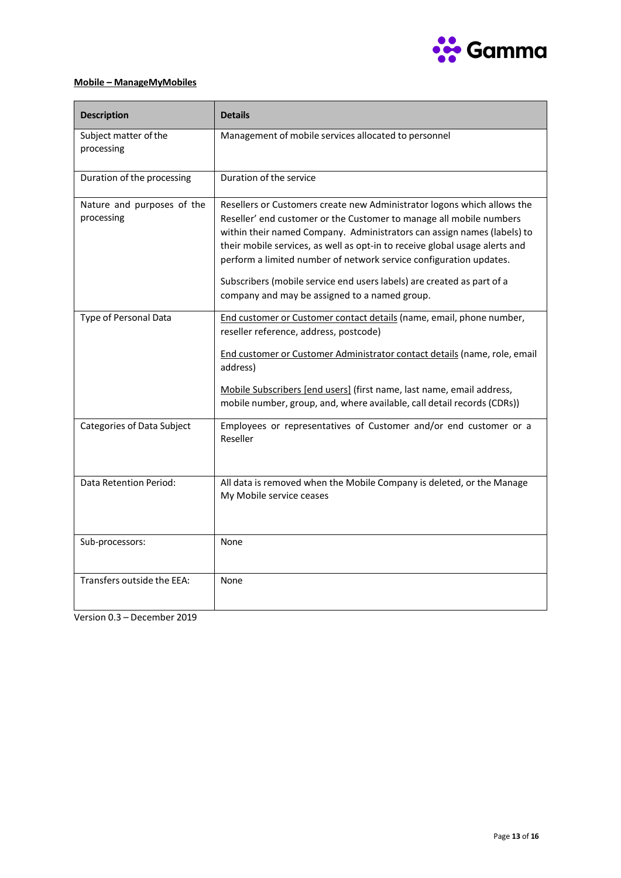**<u>Mobile – ManageMyMobiles</u>**

| Description | Details |
|---|---|
| Subject matter of the processing | Management of mobile services allocated to personnel |
| Duration of the processing | Duration of the service |
| Nature and purposes of the processing | Resellers or Customers create new Administrator logons which allows the Reseller' end customer or the Customer to manage all mobile numbers within their named Company. Administrators can assign names (labels) to their mobile services, as well as opt-in to receive global usage alerts and perform a limited number of network service configuration updates.<br><br>Subscribers (mobile service end users labels) are created as part of a company and may be assigned to a named group. |
| Type of Personal Data | <u>End customer or Customer contact details</u> (name, email, phone number, reseller reference, address, postcode)<br><br><u>End customer or Customer Administrator contact details</u> (name, role, email address)<br><br><u>Mobile Subscribers [end users]</u> (first name, last name, email address, mobile number, group, and, where available, call detail records (CDRs)) |
| Categories of Data Subject | Employees or representatives of Customer and/or end customer or a Reseller |
| Data Retention Period: | All data is removed when the Mobile Company is deleted, or the Manage My Mobile service ceases |
| Sub-processors: | None |
| Transfers outside the EEA: | None |

Version 0.3 – December 2019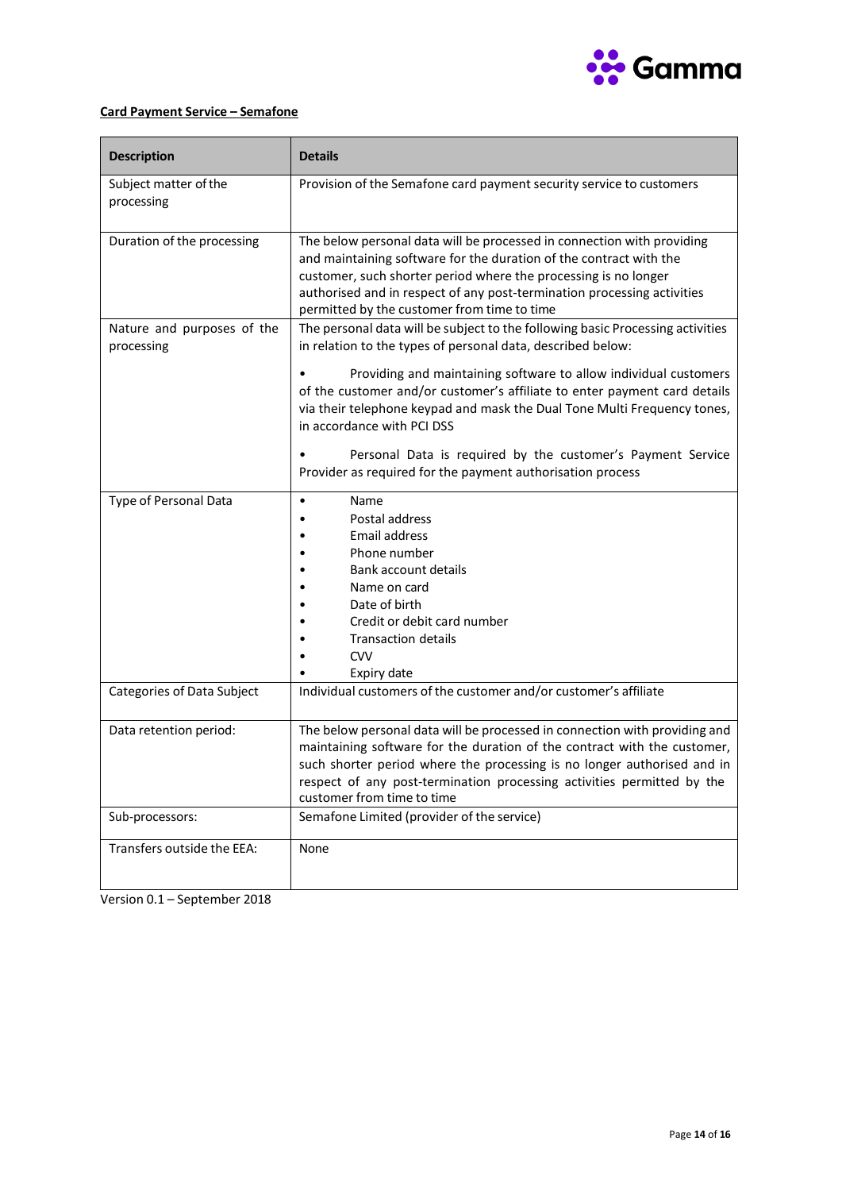**Card Payment Service – Semafone**

| Description | Details |
|---|---|
| Subject matter of the processing | Provision of the Semafone card payment security service to customers |
| Duration of the processing | The below personal data will be processed in connection with providing and maintaining software for the duration of the contract with the customer, such shorter period where the processing is no longer authorised and in respect of any post-termination processing activities permitted by the customer from time to time |
| Nature and purposes of the processing | The personal data will be subject to the following basic Processing activities in relation to the types of personal data, described below:<br><br>• Providing and maintaining software to allow individual customers of the customer and/or customer's affiliate to enter payment card details via their telephone keypad and mask the Dual Tone Multi Frequency tones, in accordance with PCI DSS<br><br>• Personal Data is required by the customer's Payment Service Provider as required for the payment authorisation process |
| Type of Personal Data | • Name<br>• Postal address<br>• Email address<br>• Phone number<br>• Bank account details<br>• Name on card<br>• Date of birth<br>• Credit or debit card number<br>• Transaction details<br>• CVV<br>• Expiry date |
| Categories of Data Subject | Individual customers of the customer and/or customer's affiliate |
| Data retention period: | The below personal data will be processed in connection with providing and maintaining software for the duration of the contract with the customer, such shorter period where the processing is no longer authorised and in respect of any post-termination processing activities permitted by the customer from time to time |
| Sub-processors: | Semafone Limited (provider of the service) |
| Transfers outside the EEA: | None |

Version 0.1 – September 2018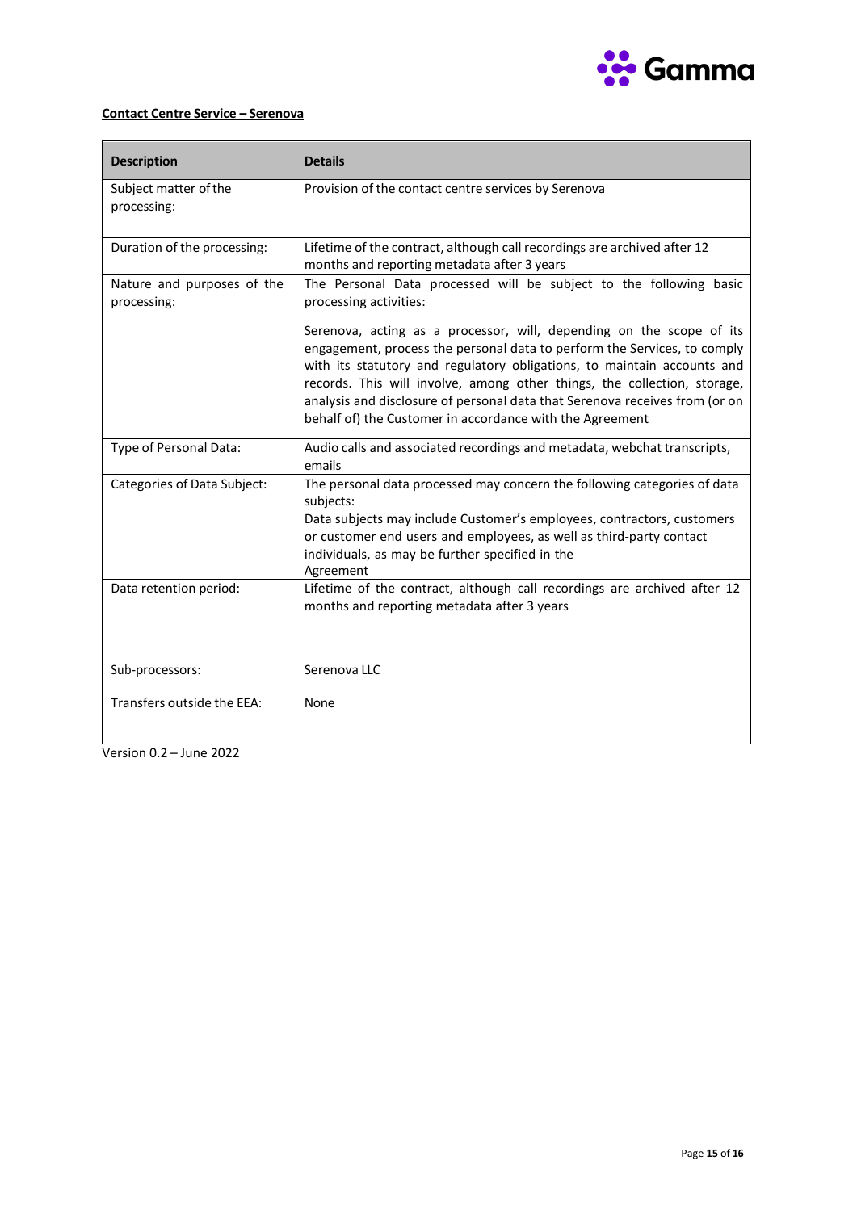**<u>Contact Centre Service – Serenova</u>**

| Description | Details |
|---|---|
| Subject matter of the processing: | Provision of the contact centre services by Serenova |
| Duration of the processing: | Lifetime of the contract, although call recordings are archived after 12 months and reporting metadata after 3 years |
| Nature and purposes of the processing: | The Personal Data processed will be subject to the following basic processing activities:<br><br>Serenova, acting as a processor, will, depending on the scope of its engagement, process the personal data to perform the Services, to comply with its statutory and regulatory obligations, to maintain accounts and records. This will involve, among other things, the collection, storage, analysis and disclosure of personal data that Serenova receives from (or on behalf of) the Customer in accordance with the Agreement |
| Type of Personal Data: | Audio calls and associated recordings and metadata, webchat transcripts, emails |
| Categories of Data Subject: | The personal data processed may concern the following categories of data subjects:<br>Data subjects may include Customer's employees, contractors, customers or customer end users and employees, as well as third-party contact individuals, as may be further specified in the Agreement |
| Data retention period: | Lifetime of the contract, although call recordings are archived after 12 months and reporting metadata after 3 years |
| Sub-processors: | Serenova LLC |
| Transfers outside the EEA: | None |

Version 0.2 – June 2022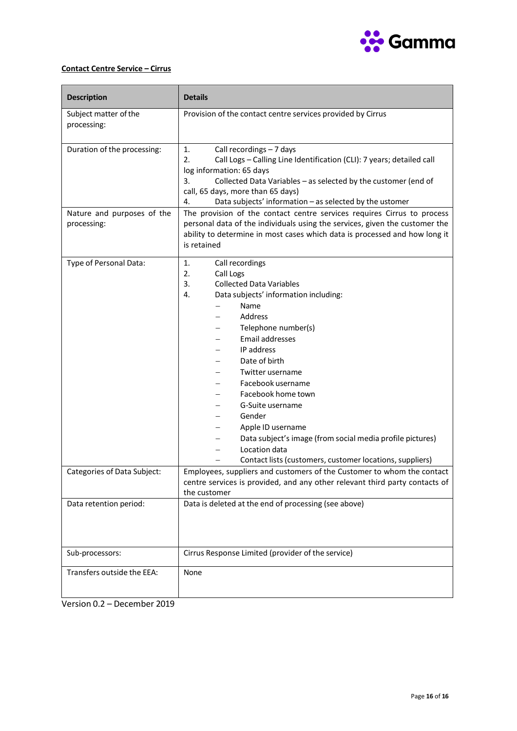**Contact Centre Service – Cirrus**

| Description | Details |
|---|---|
| Subject matter of the processing: | Provision of the contact centre services provided by Cirrus |
| Duration of the processing: | 1. Call recordings – 7 days<br>2. Call Logs – Calling Line Identification (CLI): 7 years; detailed call log information: 65 days<br>3. Collected Data Variables – as selected by the customer (end of call, 65 days, more than 65 days)<br>4. Data subjects' information – as selected by the ustomer |
| Nature and purposes of the processing: | The provision of the contact centre services requires Cirrus to process personal data of the individuals using the services, given the customer the ability to determine in most cases which data is processed and how long it is retained |
| Type of Personal Data: | 1. Call recordings<br>2. Call Logs<br>3. Collected Data Variables<br>4. Data subjects' information including:<br>– Name<br>– Address<br>– Telephone number(s)<br>– Email addresses<br>– IP address<br>– Date of birth<br>– Twitter username<br>– Facebook username<br>– Facebook home town<br>– G-Suite username<br>– Gender<br>– Apple ID username<br>– Data subject's image (from social media profile pictures)<br>– Location data<br>– Contact lists (customers, customer locations, suppliers) |
| Categories of Data Subject: | Employees, suppliers and customers of the Customer to whom the contact centre services is provided, and any other relevant third party contacts of the customer |
| Data retention period: | Data is deleted at the end of processing (see above) |
| Sub-processors: | Cirrus Response Limited (provider of the service) |
| Transfers outside the EEA: | None |

Version 0.2 – December 2019